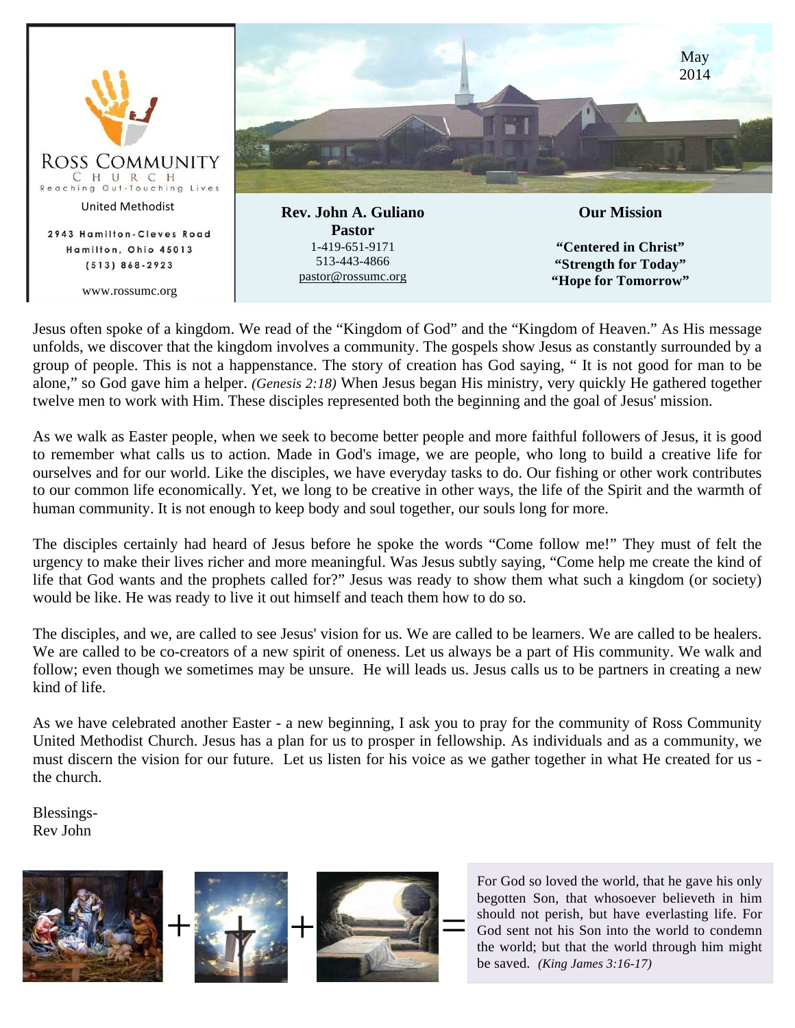ROSS COMMUNITY

CHURCH

Reaching Out-Touching Lives

United Methodist

2943 Hamilton-Cleves Road
Hamilton, Ohio 45013
(513) 868-2923

www.rossumc.org

May
2014

**Rev. John A. Guliano**
**Pastor**
1-419-651-9171
513-443-4866
pastor@rossumc.org

**Our Mission**

**"Centered in Christ"**
**"Strength for Today"**
**"Hope for Tomorrow"**

Jesus often spoke of a kingdom. We read of the "Kingdom of God" and the "Kingdom of Heaven." As His message unfolds, we discover that the kingdom involves a community. The gospels show Jesus as constantly surrounded by a group of people. This is not a happenstance. The story of creation has God saying, " It is not good for man to be alone," so God gave him a helper. *(Genesis 2:18)* When Jesus began His ministry, very quickly He gathered together twelve men to work with Him. These disciples represented both the beginning and the goal of Jesus' mission.

As we walk as Easter people, when we seek to become better people and more faithful followers of Jesus, it is good to remember what calls us to action. Made in God's image, we are people, who long to build a creative life for ourselves and for our world. Like the disciples, we have everyday tasks to do. Our fishing or other work contributes to our common life economically. Yet, we long to be creative in other ways, the life of the Spirit and the warmth of human community. It is not enough to keep body and soul together, our souls long for more.

The disciples certainly had heard of Jesus before he spoke the words "Come follow me!" They must of felt the urgency to make their lives richer and more meaningful. Was Jesus subtly saying, "Come help me create the kind of life that God wants and the prophets called for?" Jesus was ready to show them what such a kingdom (or society) would be like. He was ready to live it out himself and teach them how to do so.

The disciples, and we, are called to see Jesus' vision for us. We are called to be learners. We are called to be healers. We are called to be co-creators of a new spirit of oneness. Let us always be a part of His community. We walk and follow; even though we sometimes may be unsure. He will leads us. Jesus calls us to be partners in creating a new kind of life.

As we have celebrated another Easter - a new beginning, I ask you to pray for the community of Ross Community United Methodist Church. Jesus has a plan for us to prosper in fellowship. As individuals and as a community, we must discern the vision for our future. Let us listen for his voice as we gather together in what He created for us - the church.

Blessings-
Rev John

\+ \+ =

For God so loved the world, that he gave his only begotten Son, that whosoever believeth in him should not perish, but have everlasting life. For God sent not his Son into the world to condemn the world; but that the world through him might be saved. *(King James 3:16-17)*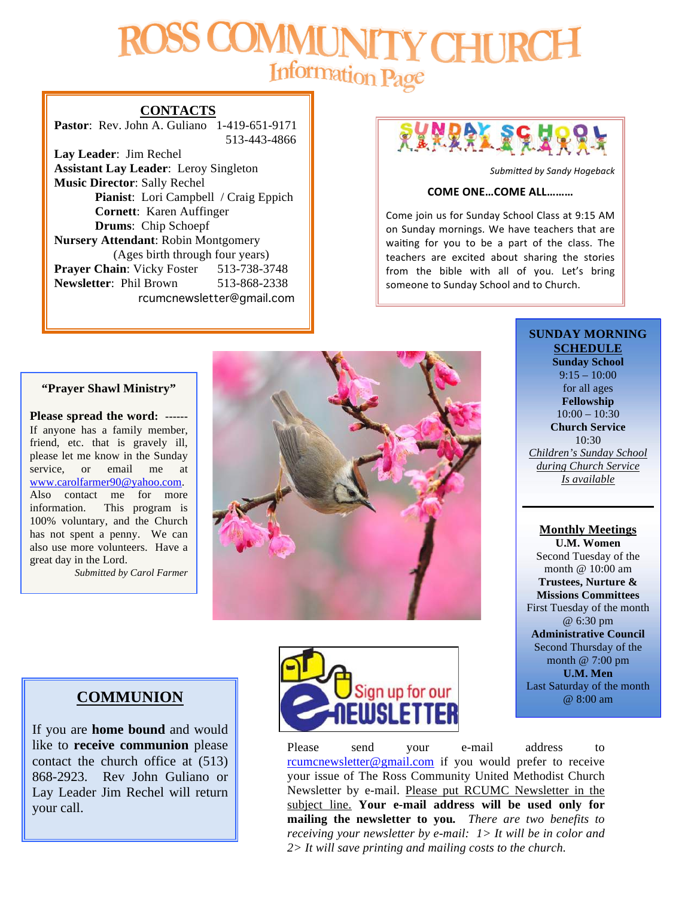# ROSS COMMUNITY CHURCH

## Information Page

### CONTACTS

**Pastor**: Rev. John A. Guliano 1-419-651-9171
513-443-4866

**Lay Leader**: Jim Rechel
**Assistant Lay Leader**: Leroy Singleton
**Music Director**: Sally Rechel
**Pianist**: Lori Campbell / Craig Eppich
**Cornett**: Karen Auffinger
**Drums**: Chip Schoepf
**Nursery Attendant**: Robin Montgomery
(Ages birth through four years)
**Prayer Chain**: Vicky Foster 513-738-3748
**Newsletter**: Phil Brown 513-868-2338
rcumcnewsletter@gmail.com

### SUNDAY SCHOOL

*Submitted by Sandy Hogeback*

**COME ONE…COME ALL………**

Come join us for Sunday School Class at 9:15 AM on Sunday mornings. We have teachers that are waiting for you to be a part of the class. The teachers are excited about sharing the stories from the bible with all of you. Let's bring someone to Sunday School and to Church.

### "Prayer Shawl Ministry"

**Please spread the word:** ------
If anyone has a family member, friend, etc. that is gravely ill, please let me know in the Sunday service, or email me at www.carolfarmer90@yahoo.com. Also contact me for more information. This program is 100% voluntary, and the Church has not spent a penny. We can also use more volunteers. Have a great day in the Lord.

*Submitted by Carol Farmer*

### SUNDAY MORNING SCHEDULE

**Sunday School**
9:15 – 10:00
for all ages
**Fellowship**
10:00 – 10:30
**Church Service**
10:30
*Children's Sunday School during Church Service Is available*

### Monthly Meetings

**U.M. Women**
Second Tuesday of the month @ 10:00 am
**Trustees, Nurture & Missions Committees**
First Tuesday of the month @ 6:30 pm
**Administrative Council**
Second Thursday of the month @ 7:00 pm
**U.M. Men**
Last Saturday of the month @ 8:00 am

### COMMUNION

If you are **home bound** and would like to **receive communion** please contact the church office at (513) 868-2923. Rev John Guliano or Lay Leader Jim Rechel will return your call.

### Sign up for our e-NEWSLETTER

Please send your e-mail address to rcumcnewsletter@gmail.com if you would prefer to receive your issue of The Ross Community United Methodist Church Newsletter by e-mail. Please put RCUMC Newsletter in the subject line. **Your e-mail address will be used only for mailing the newsletter to you.** *There are two benefits to receiving your newsletter by e-mail: 1> It will be in color and 2> It will save printing and mailing costs to the church.*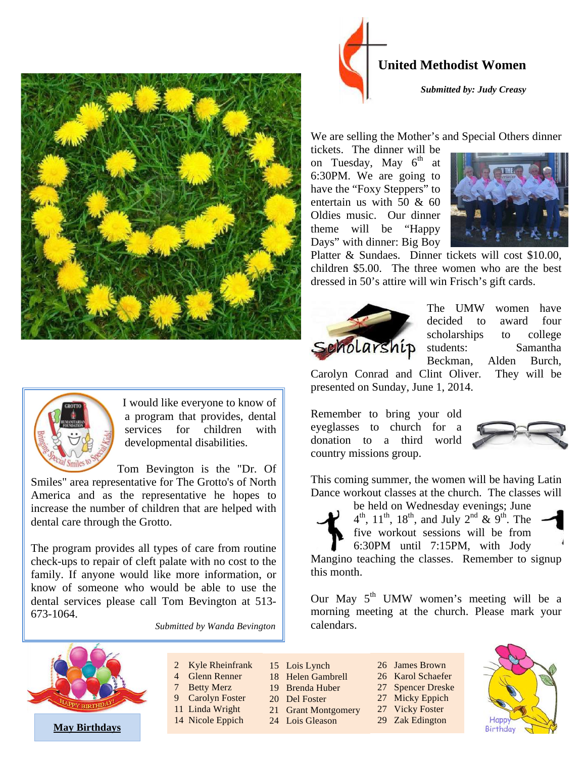## United Methodist Women

***Submitted by: Judy Creasy***

We are selling the Mother's and Special Others dinner tickets. The dinner will be on Tuesday, May 6th at 6:30PM. We are going to have the "Foxy Steppers" to entertain us with 50 & 60 Oldies music. Our dinner theme will be "Happy Days" with dinner: Big Boy Platter & Sundaes. Dinner tickets will cost $10.00, children $5.00. The three women who are the best dressed in 50's attire will win Frisch's gift cards.

The UMW women have decided to award four scholarships to college students: Samantha Beckman, Alden Burch, Carolyn Conrad and Clint Oliver. They will be presented on Sunday, June 1, 2014.

Remember to bring your old eyeglasses to church for a donation to a third world country missions group.

This coming summer, the women will be having Latin Dance workout classes at the church. The classes will be held on Wednesday evenings; June 4th, 11th, 18th, and July 2nd & 9th. The five workout sessions will be from 6:30PM until 7:15PM, with Jody Mangino teaching the classes. Remember to signup this month.

Our May 5th UMW women's meeting will be a morning meeting at the church. Please mark your calendars.

---

I would like everyone to know of a program that provides, dental services for children with developmental disabilities.

Tom Bevington is the "Dr. Of Smiles" area representative for The Grotto's of North America and as the representative he hopes to increase the number of children that are helped with dental care through the Grotto.

The program provides all types of care from routine check-ups to repair of cleft palate with no cost to the family. If anyone would like more information, or know of someone who would be able to use the dental services please call Tom Bevington at 513-673-1064.

*Submitted by Wanda Bevington*

---

**May Birthdays**

- 2 Kyle Rheinfrank
- 4 Glenn Renner
- 7 Betty Merz
- 9 Carolyn Foster
- 11 Linda Wright
- 14 Nicole Eppich
- 15 Lois Lynch
- 18 Helen Gambrell
- 19 Brenda Huber
- 20 Del Foster
- 21 Grant Montgomery
- 24 Lois Gleason
- 26 James Brown
- 26 Karol Schaefer
- 27 Spencer Dreske
- 27 Micky Eppich
- 27 Vicky Foster
- 29 Zak Edington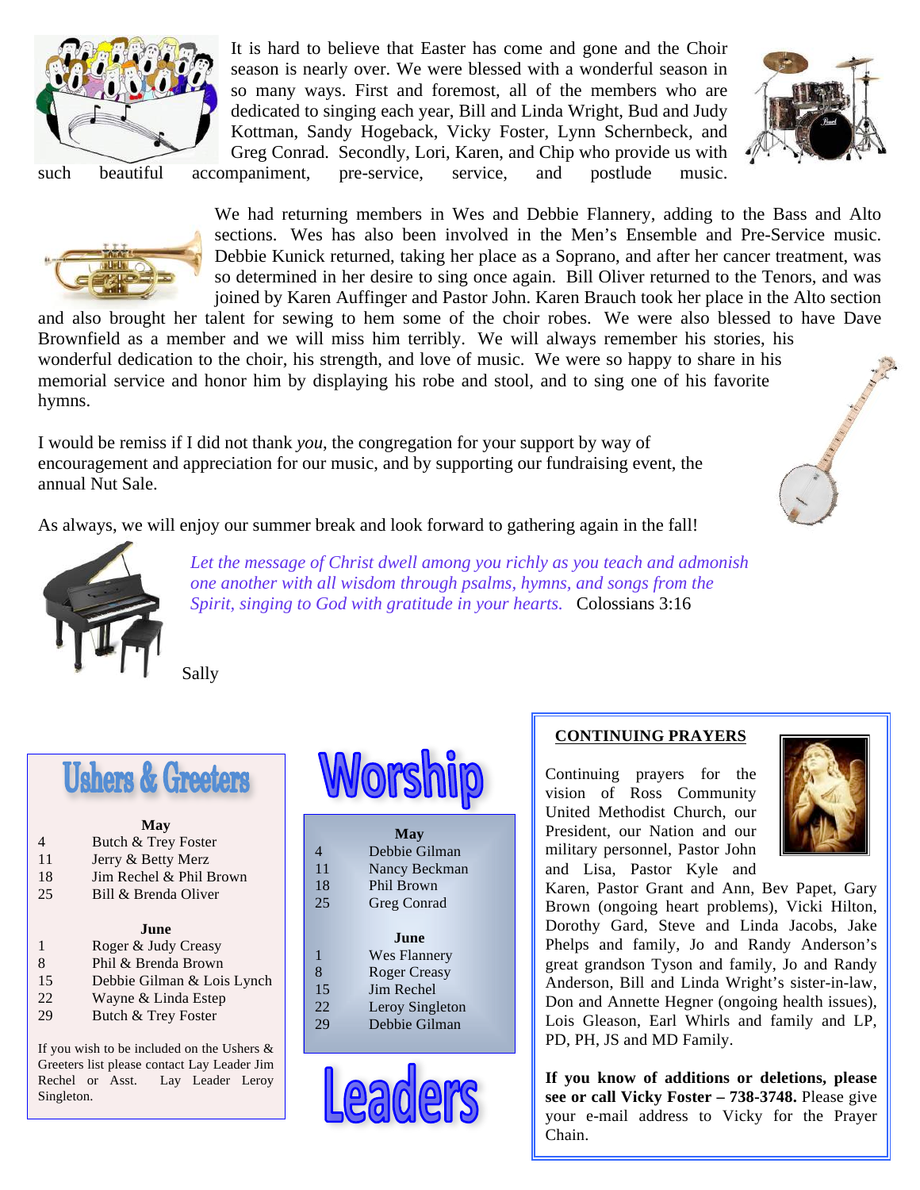It is hard to believe that Easter has come and gone and the Choir season is nearly over. We were blessed with a wonderful season in so many ways. First and foremost, all of the members who are dedicated to singing each year, Bill and Linda Wright, Bud and Judy Kottman, Sandy Hogeback, Vicky Foster, Lynn Schernbeck, and Greg Conrad. Secondly, Lori, Karen, and Chip who provide us with such beautiful accompaniment, pre-service, service, and postlude music.

We had returning members in Wes and Debbie Flannery, adding to the Bass and Alto sections. Wes has also been involved in the Men's Ensemble and Pre-Service music. Debbie Kunick returned, taking her place as a Soprano, and after her cancer treatment, was so determined in her desire to sing once again. Bill Oliver returned to the Tenors, and was joined by Karen Auffinger and Pastor John. Karen Brauch took her place in the Alto section and also brought her talent for sewing to hem some of the choir robes. We were also blessed to have Dave Brownfield as a member and we will miss him terribly. We will always remember his stories, his wonderful dedication to the choir, his strength, and love of music. We were so happy to share in his memorial service and honor him by displaying his robe and stool, and to sing one of his favorite hymns.

I would be remiss if I did not thank *you*, the congregation for your support by way of encouragement and appreciation for our music, and by supporting our fundraising event, the annual Nut Sale.

As always, we will enjoy our summer break and look forward to gathering again in the fall!

*Let the message of Christ dwell among you richly as you teach and admonish one another with all wisdom through psalms, hymns, and songs from the Spirit, singing to God with gratitude in your hearts.* Colossians 3:16

Sally

## Ushers & Greeters

**May**

| | |
|---|---|
| 4 | Butch & Trey Foster |
| 11 | Jerry & Betty Merz |
| 18 | Jim Rechel & Phil Brown |
| 25 | Bill & Brenda Oliver |

**June**

| | |
|---|---|
| 1 | Roger & Judy Creasy |
| 8 | Phil & Brenda Brown |
| 15 | Debbie Gilman & Lois Lynch |
| 22 | Wayne & Linda Estep |
| 29 | Butch & Trey Foster |

If you wish to be included on the Ushers & Greeters list please contact Lay Leader Jim Rechel or Asst. Lay Leader Leroy Singleton.

## Worship Leaders

**May**

| | |
|---|---|
| 4 | Debbie Gilman |
| 11 | Nancy Beckman |
| 18 | Phil Brown |
| 25 | Greg Conrad |

**June**

| | |
|---|---|
| 1 | Wes Flannery |
| 8 | Roger Creasy |
| 15 | Jim Rechel |
| 22 | Leroy Singleton |
| 29 | Debbie Gilman |

## CONTINUING PRAYERS

Continuing prayers for the vision of Ross Community United Methodist Church, our President, our Nation and our military personnel, Pastor John and Lisa, Pastor Kyle and Karen, Pastor Grant and Ann, Bev Papet, Gary Brown (ongoing heart problems), Vicki Hilton, Dorothy Gard, Steve and Linda Jacobs, Jake Phelps and family, Jo and Randy Anderson's great grandson Tyson and family, Jo and Randy Anderson, Bill and Linda Wright's sister-in-law, Don and Annette Hegner (ongoing health issues), Lois Gleason, Earl Whirls and family and LP, PD, PH, JS and MD Family.

**If you know of additions or deletions, please see or call Vicky Foster – 738-3748.** Please give your e-mail address to Vicky for the Prayer Chain.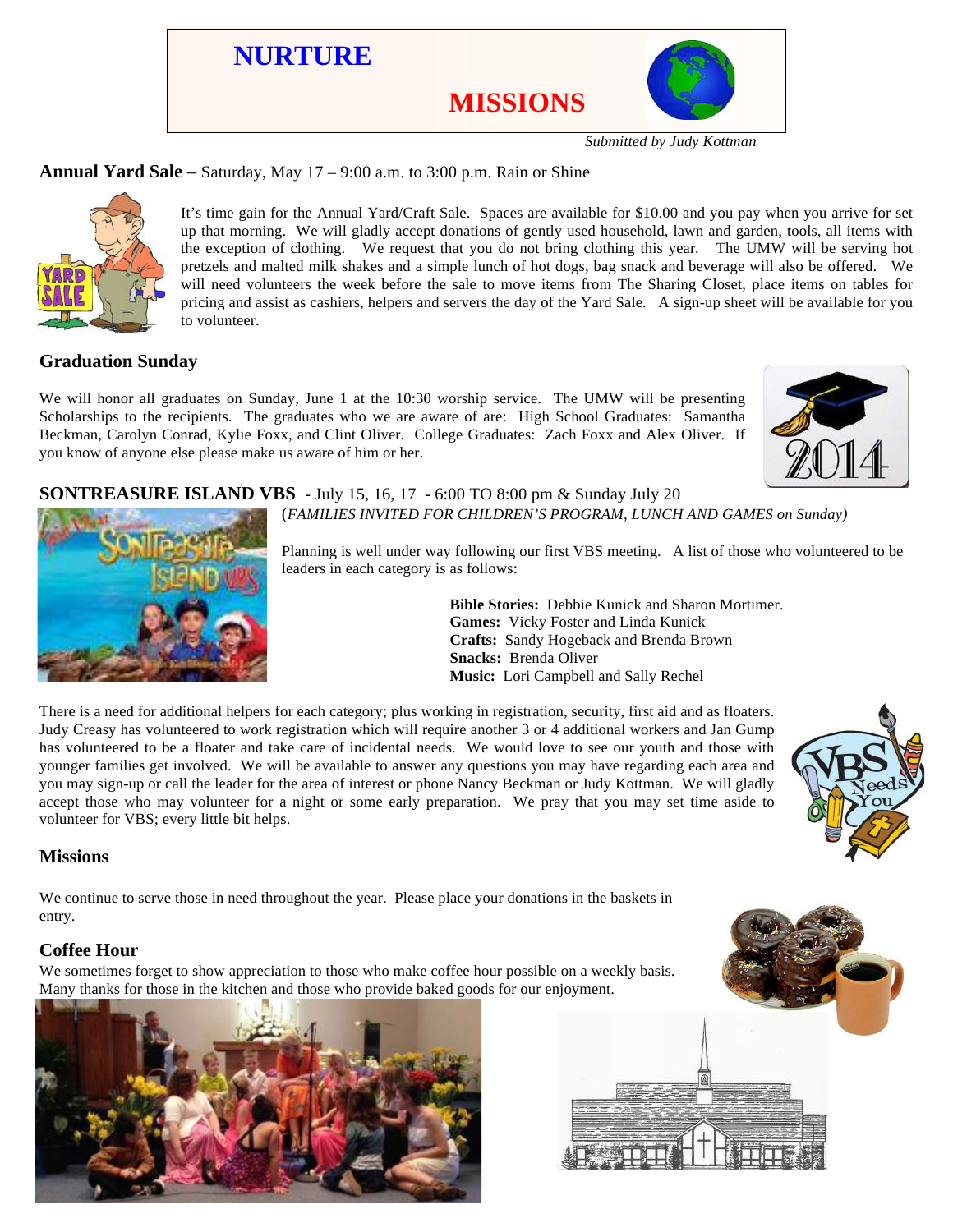# NURTURE

# MISSIONS

*Submitted by Judy Kottman*

**Annual Yard Sale** – Saturday, May 17 – 9:00 a.m. to 3:00 p.m. Rain or Shine

It's time gain for the Annual Yard/Craft Sale. Spaces are available for $10.00 and you pay when you arrive for set up that morning. We will gladly accept donations of gently used household, lawn and garden, tools, all items with the exception of clothing. We request that you do not bring clothing this year. The UMW will be serving hot pretzels and malted milk shakes and a simple lunch of hot dogs, bag snack and beverage will also be offered. We will need volunteers the week before the sale to move items from The Sharing Closet, place items on tables for pricing and assist as cashiers, helpers and servers the day of the Yard Sale. A sign-up sheet will be available for you to volunteer.

## Graduation Sunday

We will honor all graduates on Sunday, June 1 at the 10:30 worship service. The UMW will be presenting Scholarships to the recipients. The graduates who we are aware of are: High School Graduates: Samantha Beckman, Carolyn Conrad, Kylie Foxx, and Clint Oliver. College Graduates: Zach Foxx and Alex Oliver. If you know of anyone else please make us aware of him or her.

**SONTREASURE ISLAND VBS** - July 15, 16, 17 - 6:00 TO 8:00 pm & Sunday July 20
(*FAMILIES INVITED FOR CHILDREN'S PROGRAM, LUNCH AND GAMES on Sunday)*

Planning is well under way following our first VBS meeting. A list of those who volunteered to be leaders in each category is as follows:

**Bible Stories:** Debbie Kunick and Sharon Mortimer.
**Games:** Vicky Foster and Linda Kunick
**Crafts:** Sandy Hogeback and Brenda Brown
**Snacks:** Brenda Oliver
**Music:** Lori Campbell and Sally Rechel

There is a need for additional helpers for each category; plus working in registration, security, first aid and as floaters. Judy Creasy has volunteered to work registration which will require another 3 or 4 additional workers and Jan Gump has volunteered to be a floater and take care of incidental needs. We would love to see our youth and those with younger families get involved. We will be available to answer any questions you may have regarding each area and you may sign-up or call the leader for the area of interest or phone Nancy Beckman or Judy Kottman. We will gladly accept those who may volunteer for a night or some early preparation. We pray that you may set time aside to volunteer for VBS; every little bit helps.

## Missions

We continue to serve those in need throughout the year. Please place your donations in the baskets in entry.

## Coffee Hour

We sometimes forget to show appreciation to those who make coffee hour possible on a weekly basis. Many thanks for those in the kitchen and those who provide baked goods for our enjoyment.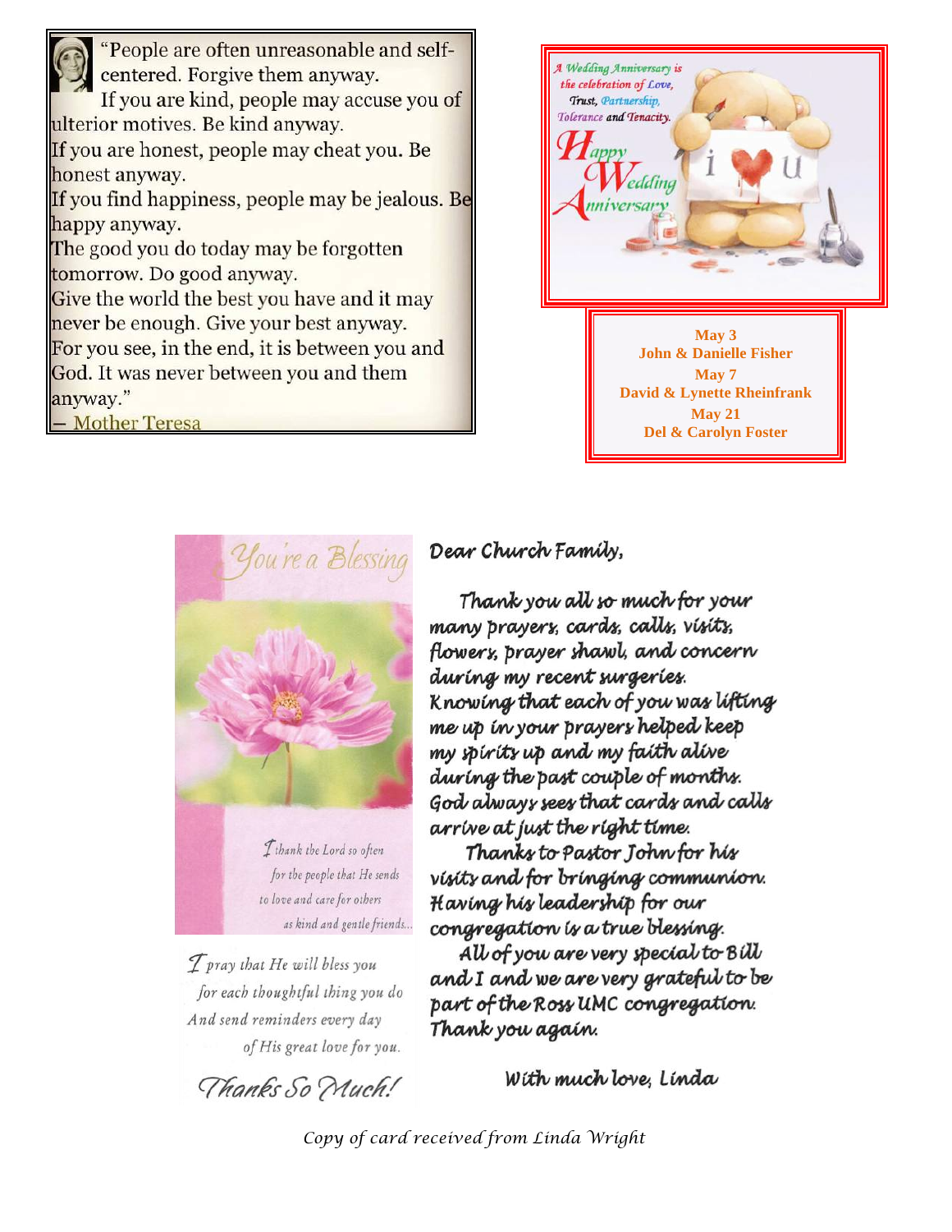"People are often unreasonable and self-centered. Forgive them anyway.
If you are kind, people may accuse you of ulterior motives. Be kind anyway.
If you are honest, people may cheat you. Be honest anyway.
If you find happiness, people may be jealous. Be happy anyway.
The good you do today may be forgotten tomorrow. Do good anyway.
Give the world the best you have and it may never be enough. Give your best anyway.
For you see, in the end, it is between you and God. It was never between you and them anyway."
– Mother Teresa

*A Wedding Anniversary is the celebration of Love, Trust, Partnership, Tolerance and Tenacity.*

*Happy Wedding Anniversary*

**May 3**
**John & Danielle Fisher**
**May 7**
**David & Lynette Rheinfrank**
**May 21**
**Del & Carolyn Foster**

*You're a Blessing*

*I thank the Lord so often for the people that He sends to love and care for others as kind and gentle friends...*

*I pray that He will bless you for each thoughtful thing you do And send reminders every day of His great love for you.*

*Thanks So Much!*

Dear Church Family,

Thank you all so much for your many prayers, cards, calls, visits, flowers, prayer shawl, and concern during my recent surgeries. Knowing that each of you was lifting me up in your prayers helped keep my spirits up and my faith alive during the past couple of months. God always sees that cards and calls arrive at just the right time.

Thanks to Pastor John for his visits and for bringing communion. Having his leadership for our congregation is a true blessing.

All of you are very special to Bill and I and we are very grateful to be part of the Ross UMC congregation. Thank you again.

With much love, Linda

*Copy of card received from Linda Wright*